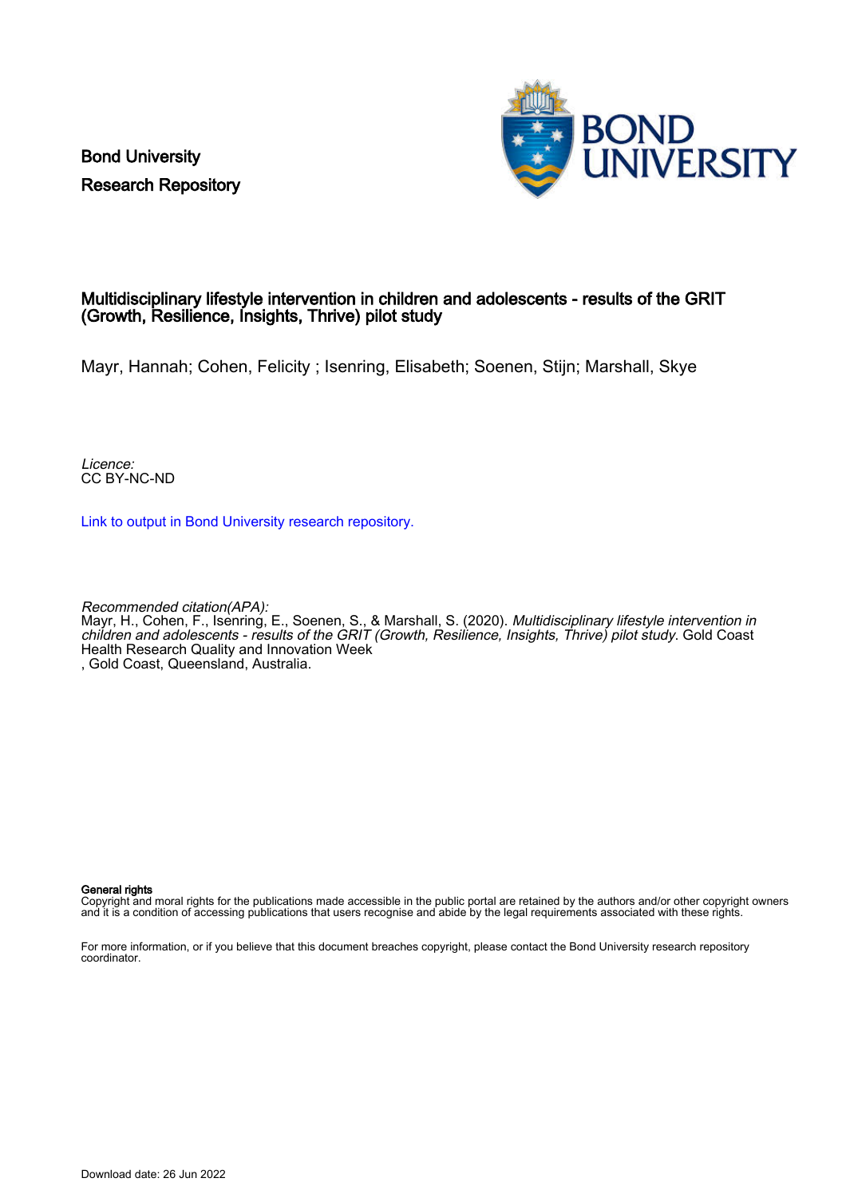Bond University
Research Repository

# Multidisciplinary lifestyle intervention in children and adolescents - results of the GRIT (Growth, Resilience, Insights, Thrive) pilot study

Mayr, Hannah; Cohen, Felicity ; Isenring, Elisabeth; Soenen, Stijn; Marshall, Skye

*Licence:*
CC BY-NC-ND

[Link to output in Bond University research repository.]

*Recommended citation(APA):*
Mayr, H., Cohen, F., Isenring, E., Soenen, S., & Marshall, S. (2020). *Multidisciplinary lifestyle intervention in children and adolescents - results of the GRIT (Growth, Resilience, Insights, Thrive) pilot study*. Gold Coast Health Research Quality and Innovation Week
, Gold Coast, Queensland, Australia.

**General rights**
Copyright and moral rights for the publications made accessible in the public portal are retained by the authors and/or other copyright owners and it is a condition of accessing publications that users recognise and abide by the legal requirements associated with these rights.

For more information, or if you believe that this document breaches copyright, please contact the Bond University research repository coordinator.

Download date: 26 Jun 2022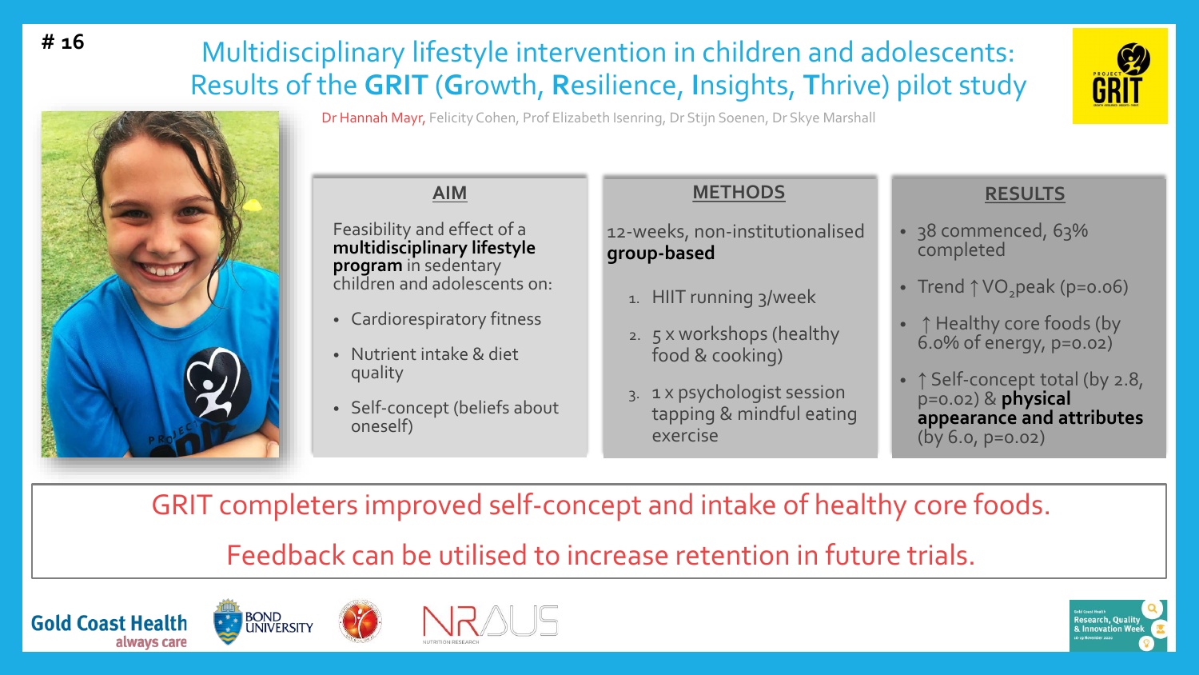# 16

# Multidisciplinary lifestyle intervention in children and adolescents: Results of the **GRIT** (**G**rowth, **R**esilience, **I**nsights, **T**hrive) pilot study

Dr Hannah Mayr, Felicity Cohen, Prof Elizabeth Isenring, Dr Stijn Soenen, Dr Skye Marshall

## AIM

Feasibility and effect of a **multidisciplinary lifestyle program** in sedentary children and adolescents on:

- Cardiorespiratory fitness
- Nutrient intake & diet quality
- Self-concept (beliefs about oneself)

## METHODS

12-weeks, non-institutionalised **group-based**

1. HIIT running 3/week
2. 5 x workshops (healthy food & cooking)
3. 1 x psychologist session tapping & mindful eating exercise

## RESULTS

- 38 commenced, 63% completed
- Trend ↑ $VO_2$peak ($p=0.06$)
- ↑ Healthy core foods (by 6.0% of energy, $p=0.02$)
- ↑ Self-concept total (by 2.8, $p=0.02$) & **physical appearance and attributes** (by 6.0, $p=0.02$)

GRIT completers improved self-concept and intake of healthy core foods.

Feedback can be utilised to increase retention in future trials.

Gold Coast Health always care | Bond University | NRAUS Nutrition Research

Gold Coast Health Research, Quality & Innovation Week 16-19 November 2020